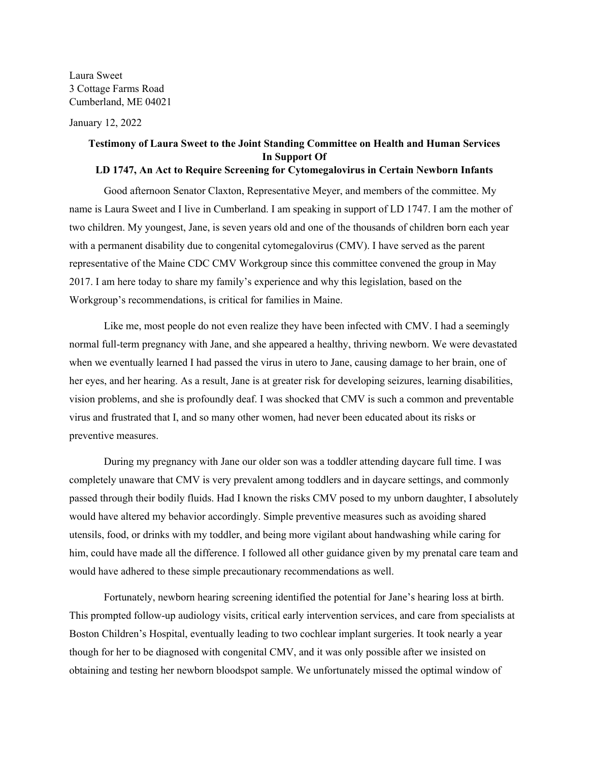Laura Sweet
3 Cottage Farms Road
Cumberland, ME 04021

January 12, 2022

**Testimony of Laura Sweet to the Joint Standing Committee on Health and Human Services**
**In Support Of**
**LD 1747, An Act to Require Screening for Cytomegalovirus in Certain Newborn Infants**

Good afternoon Senator Claxton, Representative Meyer, and members of the committee. My name is Laura Sweet and I live in Cumberland. I am speaking in support of LD 1747. I am the mother of two children. My youngest, Jane, is seven years old and one of the thousands of children born each year with a permanent disability due to congenital cytomegalovirus (CMV). I have served as the parent representative of the Maine CDC CMV Workgroup since this committee convened the group in May 2017. I am here today to share my family's experience and why this legislation, based on the Workgroup's recommendations, is critical for families in Maine.

Like me, most people do not even realize they have been infected with CMV. I had a seemingly normal full-term pregnancy with Jane, and she appeared a healthy, thriving newborn. We were devastated when we eventually learned I had passed the virus in utero to Jane, causing damage to her brain, one of her eyes, and her hearing. As a result, Jane is at greater risk for developing seizures, learning disabilities, vision problems, and she is profoundly deaf. I was shocked that CMV is such a common and preventable virus and frustrated that I, and so many other women, had never been educated about its risks or preventive measures.

During my pregnancy with Jane our older son was a toddler attending daycare full time. I was completely unaware that CMV is very prevalent among toddlers and in daycare settings, and commonly passed through their bodily fluids. Had I known the risks CMV posed to my unborn daughter, I absolutely would have altered my behavior accordingly. Simple preventive measures such as avoiding shared utensils, food, or drinks with my toddler, and being more vigilant about handwashing while caring for him, could have made all the difference. I followed all other guidance given by my prenatal care team and would have adhered to these simple precautionary recommendations as well.

Fortunately, newborn hearing screening identified the potential for Jane's hearing loss at birth. This prompted follow-up audiology visits, critical early intervention services, and care from specialists at Boston Children's Hospital, eventually leading to two cochlear implant surgeries. It took nearly a year though for her to be diagnosed with congenital CMV, and it was only possible after we insisted on obtaining and testing her newborn bloodspot sample. We unfortunately missed the optimal window of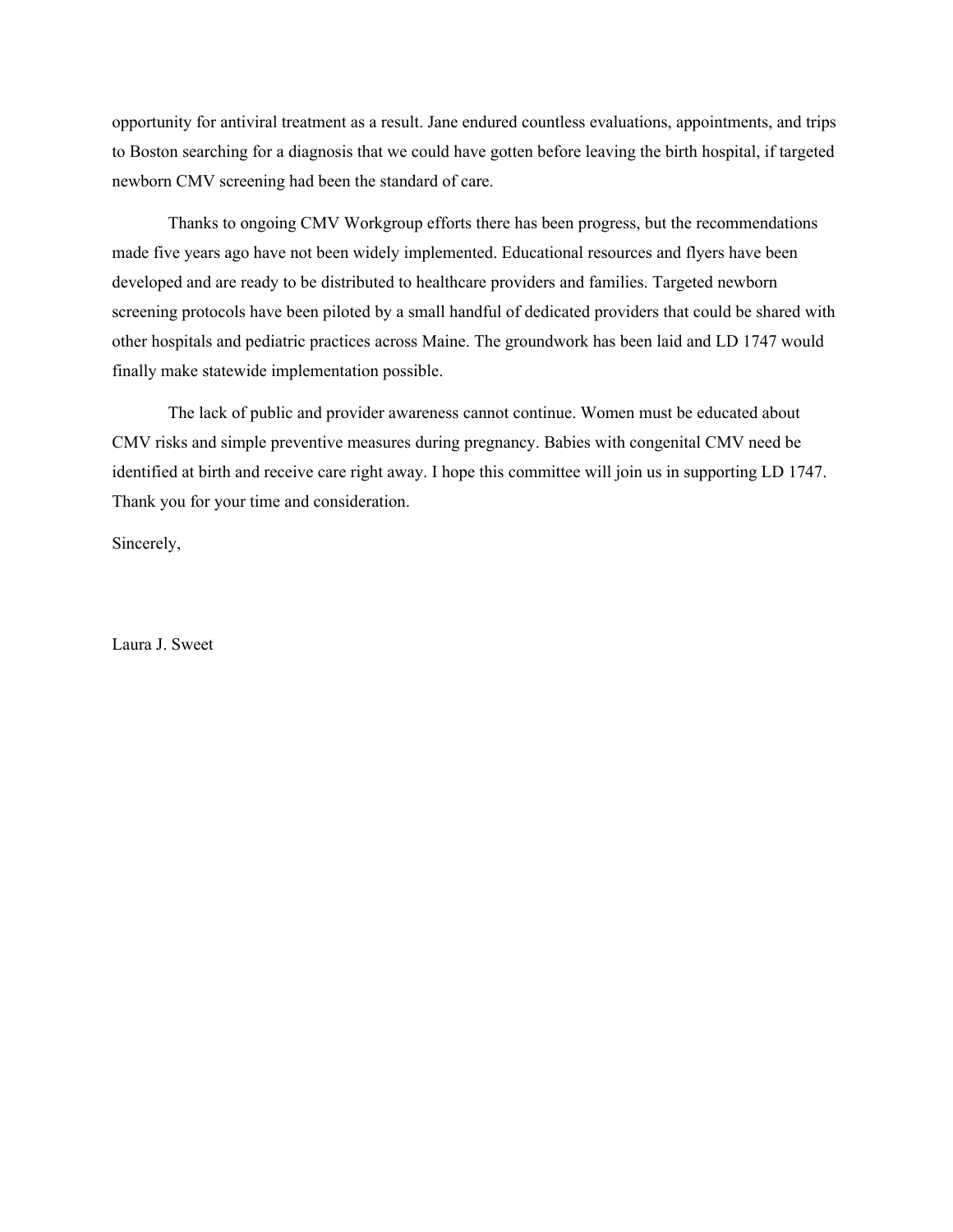opportunity for antiviral treatment as a result. Jane endured countless evaluations, appointments, and trips to Boston searching for a diagnosis that we could have gotten before leaving the birth hospital, if targeted newborn CMV screening had been the standard of care.

Thanks to ongoing CMV Workgroup efforts there has been progress, but the recommendations made five years ago have not been widely implemented. Educational resources and flyers have been developed and are ready to be distributed to healthcare providers and families. Targeted newborn screening protocols have been piloted by a small handful of dedicated providers that could be shared with other hospitals and pediatric practices across Maine. The groundwork has been laid and LD 1747 would finally make statewide implementation possible.

The lack of public and provider awareness cannot continue. Women must be educated about CMV risks and simple preventive measures during pregnancy. Babies with congenital CMV need be identified at birth and receive care right away. I hope this committee will join us in supporting LD 1747. Thank you for your time and consideration.

Sincerely,

Laura J. Sweet